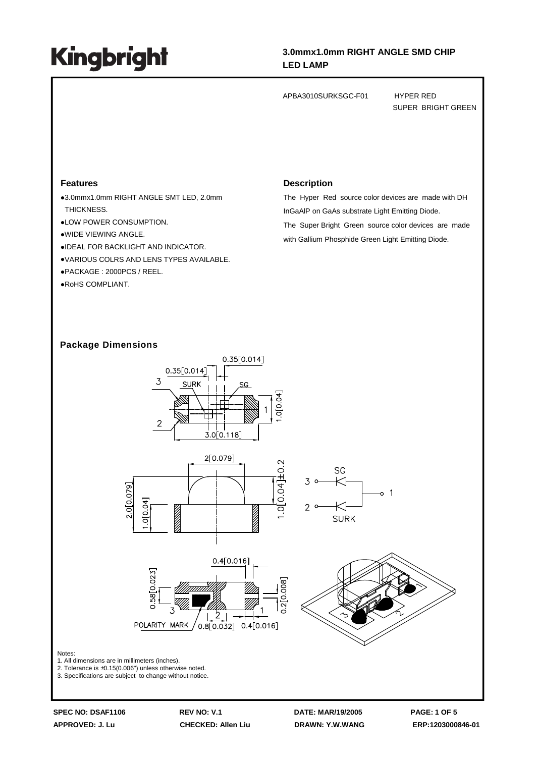# Kingbright

**3.0mmx1.0mm RIGHT ANGLE SMD CHIP LED LAMP**

APBA3010SURKSGC-F01 HYPER RED
SUPER BRIGHT GREEN

### Features

- 3.0mmx1.0mm RIGHT ANGLE SMT LED, 2.0mm THICKNESS.
- LOW POWER CONSUMPTION.
- WIDE VIEWING ANGLE.
- IDEAL FOR BACKLIGHT AND INDICATOR.
- VARIOUS COLRS AND LENS TYPES AVAILABLE.
- PACKAGE : 2000PCS / REEL.
- RoHS COMPLIANT.

### Description

The Hyper Red source color devices are made with DH InGaAlP on GaAs substrate Light Emitting Diode.

The Super Bright Green source color devices are made with Gallium Phosphide Green Light Emitting Diode.

### Package Dimensions

Notes:
1. All dimensions are in millimeters (inches).
2. Tolerance is ±0.15(0.006") unless otherwise noted.
3. Specifications are subject to change without notice.

**SPEC NO: DSAF1106** **REV NO: V.1** **DATE: MAR/19/2005**
**APPROVED: J. Lu** **CHECKED: Allen Liu** **DRAWN: Y.W.WANG** **ERP:1203000846-01**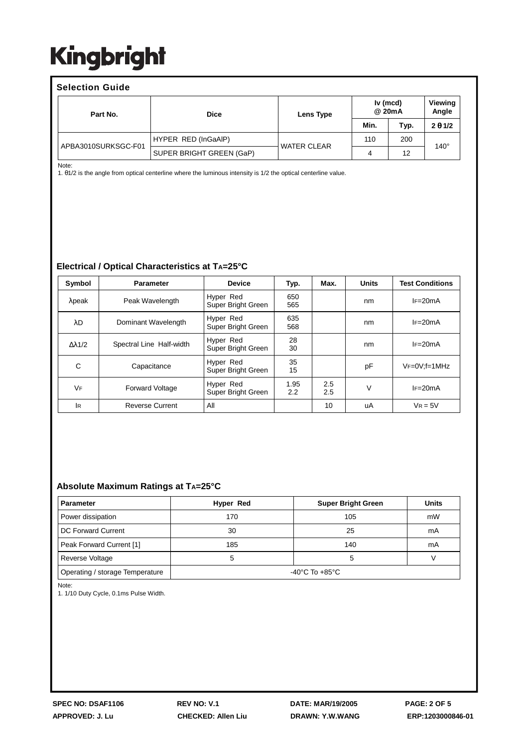Kingbright

## Selection Guide

| Part No. | Dice | Lens Type | Iv (mcd) @ 20mA | | Viewing Angle |
|---|---|---|---|---|---|
| | | | Min. | Typ. | 2 θ 1/2 |
| APBA3010SURKSGC-F01 | HYPER RED (InGaAlP) | WATER CLEAR | 110 | 200 | 140° |
| | SUPER BRIGHT GREEN (GaP) | | 4 | 12 | |

Note:
1. θ1/2 is the angle from optical centerline where the luminous intensity is 1/2 the optical centerline value.

## Electrical / Optical Characteristics at $T_A$=25°C

| Symbol | Parameter | Device | Typ. | Max. | Units | Test Conditions |
|---|---|---|---|---|---|---|
| λpeak | Peak Wavelength | Hyper Red<br>Super Bright Green | 650<br>565 | | nm | $I_F$=20mA |
| λD | Dominant Wavelength | Hyper Red<br>Super Bright Green | 635<br>568 | | nm | $I_F$=20mA |
| Δλ1/2 | Spectral Line Half-width | Hyper Red<br>Super Bright Green | 28<br>30 | | nm | $I_F$=20mA |
| C | Capacitance | Hyper Red<br>Super Bright Green | 35<br>15 | | pF | $V_F$=0V;f=1MHz |
| $V_F$ | Forward Voltage | Hyper Red<br>Super Bright Green | 1.95<br>2.2 | 2.5<br>2.5 | V | $I_F$=20mA |
| $I_R$ | Reverse Current | All | | 10 | uA | $V_R$ = 5V |

## Absolute Maximum Ratings at $T_A$=25°C

| Parameter | Hyper Red | Super Bright Green | Units |
|---|---|---|---|
| Power dissipation | 170 | 105 | mW |
| DC Forward Current | 30 | 25 | mA |
| Peak Forward Current [1] | 185 | 140 | mA |
| Reverse Voltage | 5 | 5 | V |
| Operating / storage Temperature | -40°C To +85°C | | |

Note:
1. 1/10 Duty Cycle, 0.1ms Pulse Width.

SPEC NO: DSAF1106 REV NO: V.1 DATE: MAR/19/2005
APPROVED: J. Lu CHECKED: Allen Liu DRAWN: Y.W.WANG ERP:1203000846-01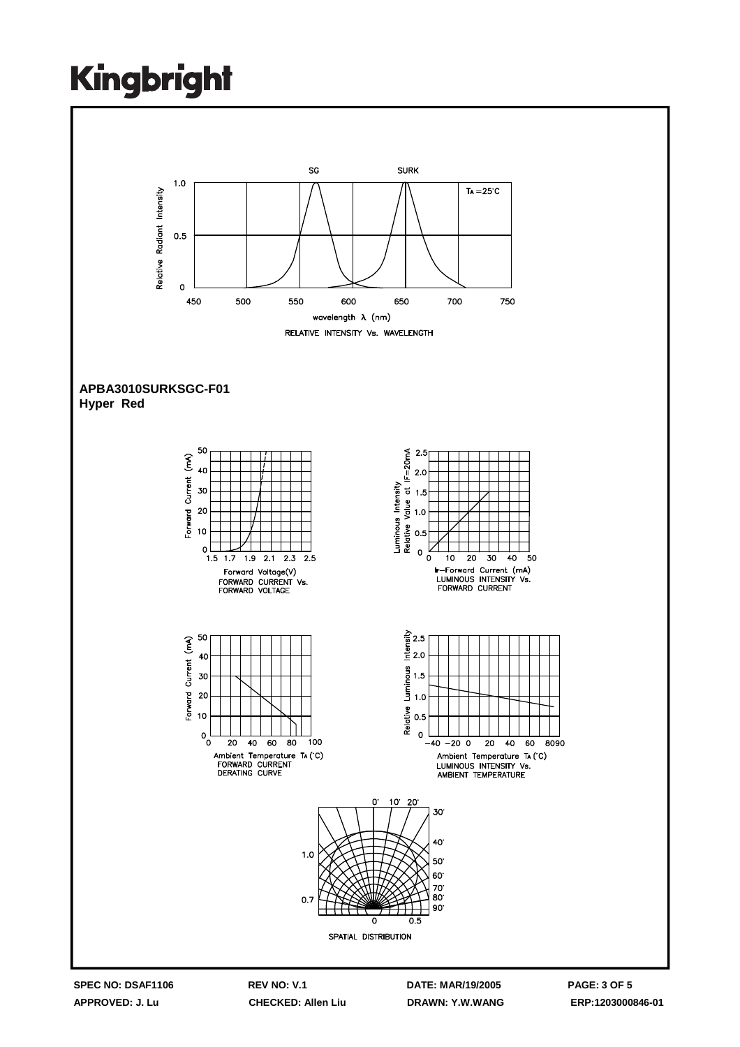SG SURK

$T_A = 25°C$

Relative Radiant Intensity

wavelength λ (nm)

RELATIVE INTENSITY Vs. WAVELENGTH

**APBA3010SURKSGC-F01**
**Hyper Red**

Forward Voltage(V)
FORWARD CURRENT Vs.
FORWARD VOLTAGE

IF-Forward Current (mA)
LUMINOUS INTENSITY Vs.
FORWARD CURRENT

Ambient Temperature $T_A$ (°C)
FORWARD CURRENT
DERATING CURVE

Ambient Temperature $T_A$ (°C)
LUMINOUS INTENSITY Vs.
AMBIENT TEMPERATURE

SPATIAL DISTRIBUTION

| SPEC NO: DSAF1106 | REV NO: V.1 | DATE: MAR/19/2005 | PAGE: 3 OF 5 |
|---|---|---|---|
| APPROVED: J. Lu | CHECKED: Allen Liu | DRAWN: Y.W.WANG | ERP:1203000846-01 |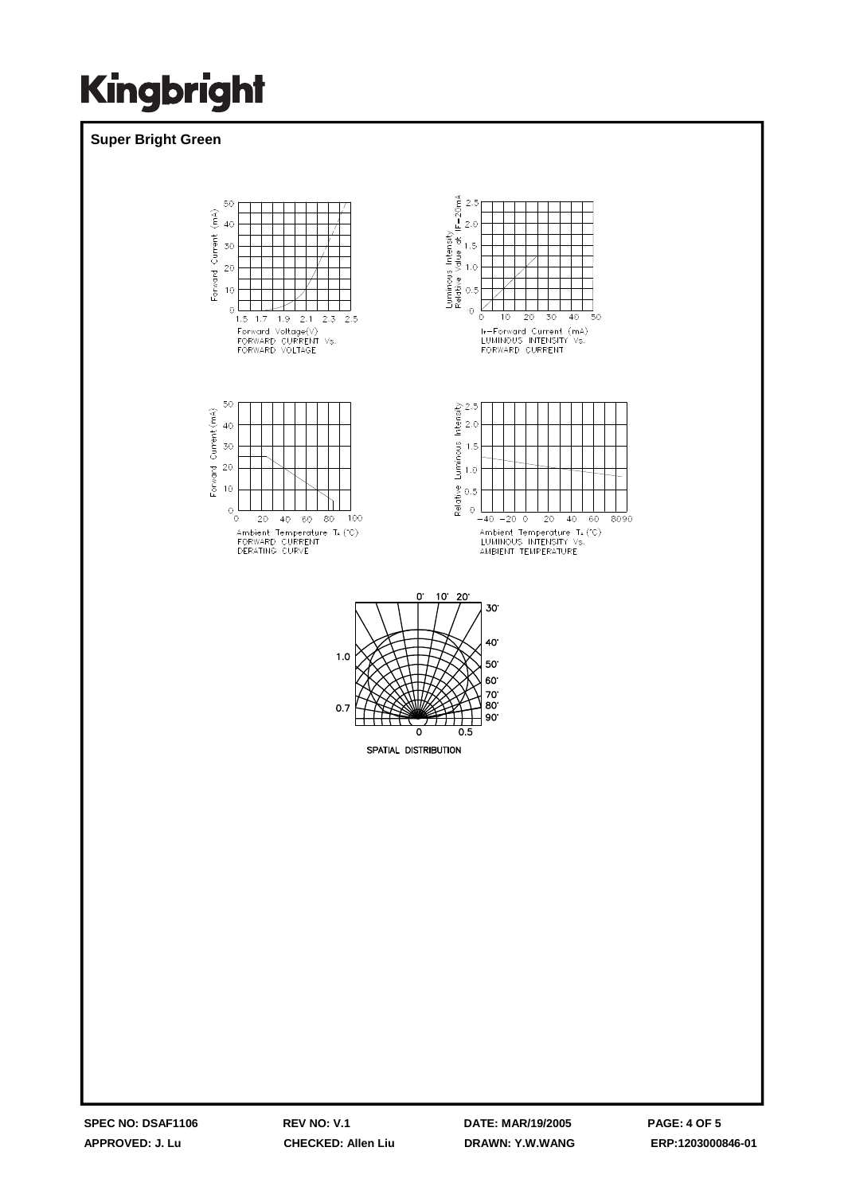Kingbright

## Super Bright Green

Forward Current (mA)

Forward Voltage(V)
FORWARD CURRENT Vs.
FORWARD VOLTAGE

Luminous Intensity Relative Value at IF=20mA

IF-Forward Current (mA)
LUMINOUS INTENSITY Vs.
FORWARD CURRENT

Forward Current (mA)

Ambient Temperature TA (°C)
FORWARD CURRENT
DERATING CURVE

Relative Luminous Intensity

Ambient Temperature TA (°C)
LUMINOUS INTENSITY Vs.
AMBIENT TEMPERATURE

SPATIAL DISTRIBUTION

SPEC NO: DSAF1106 REV NO: V.1 DATE: MAR/19/2005
APPROVED: J. Lu CHECKED: Allen Liu DRAWN: Y.W.WANG ERP:1203000846-01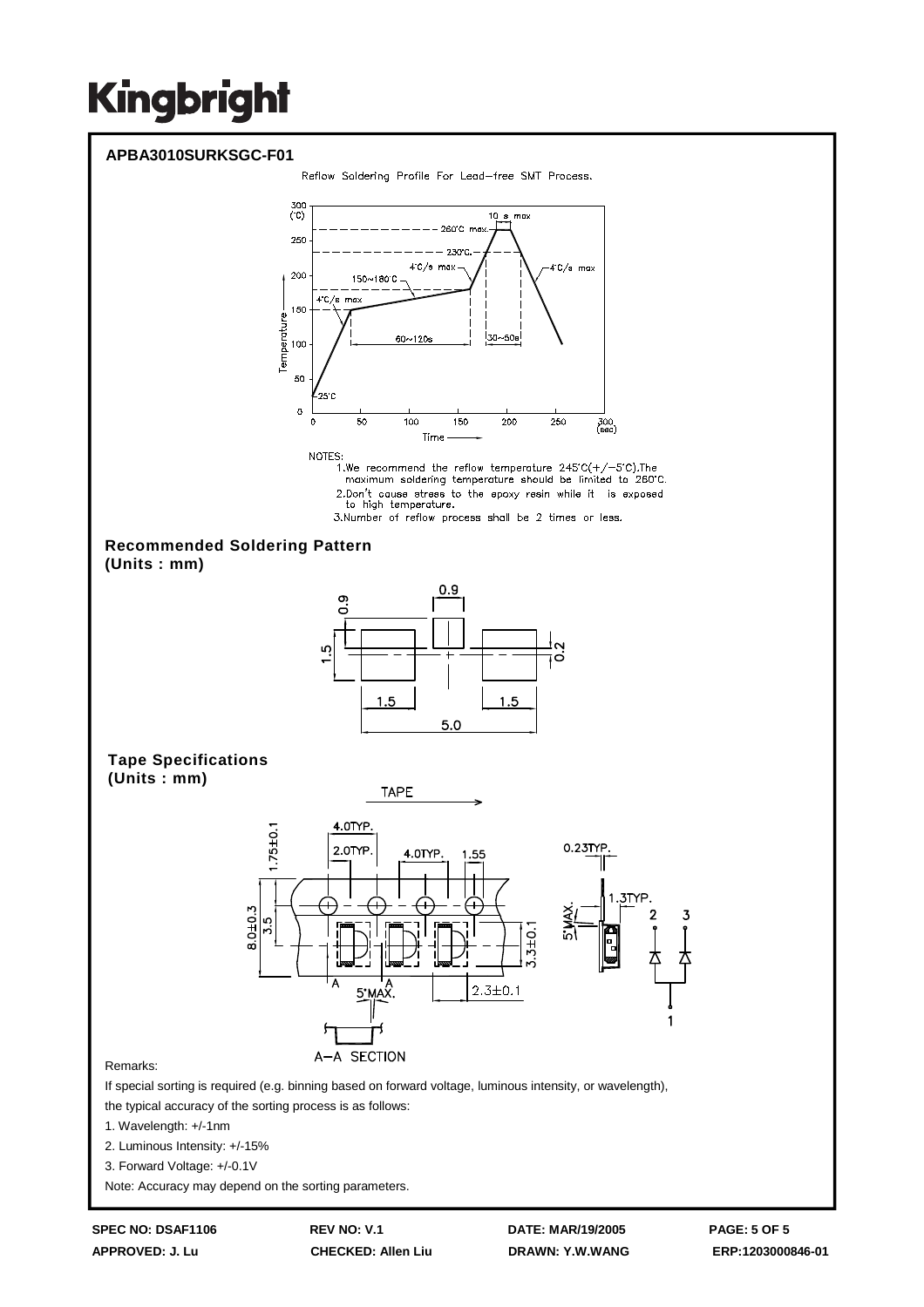# Kingbright

**APBA3010SURKSGC-F01**

Reflow Soldering Profile For Lead-free SMT Process.

NOTES:

1. We recommend the reflow temperature 245°C(+/-5°C). The maximum soldering temperature should be limited to 260°C.
2. Don't cause stress to the epoxy resin while it is exposed to high temperature.
3. Number of reflow process shall be 2 times or less.

**Recommended Soldering Pattern**
**(Units : mm)**

**Tape Specifications**
**(Units : mm)**

Remarks:

If special sorting is required (e.g. binning based on forward voltage, luminous intensity, or wavelength), the typical accuracy of the sorting process is as follows:

1. Wavelength: +/-1nm
2. Luminous Intensity: +/-15%
3. Forward Voltage: +/-0.1V

Note: Accuracy may depend on the sorting parameters.

| SPEC NO: DSAF1106 | REV NO: V.1 | DATE: MAR/19/2005 | PAGE: 5 OF 5 |
| --- | --- | --- | --- |
| APPROVED: J. Lu | CHECKED: Allen Liu | DRAWN: Y.W.WANG | ERP:1203000846-01 |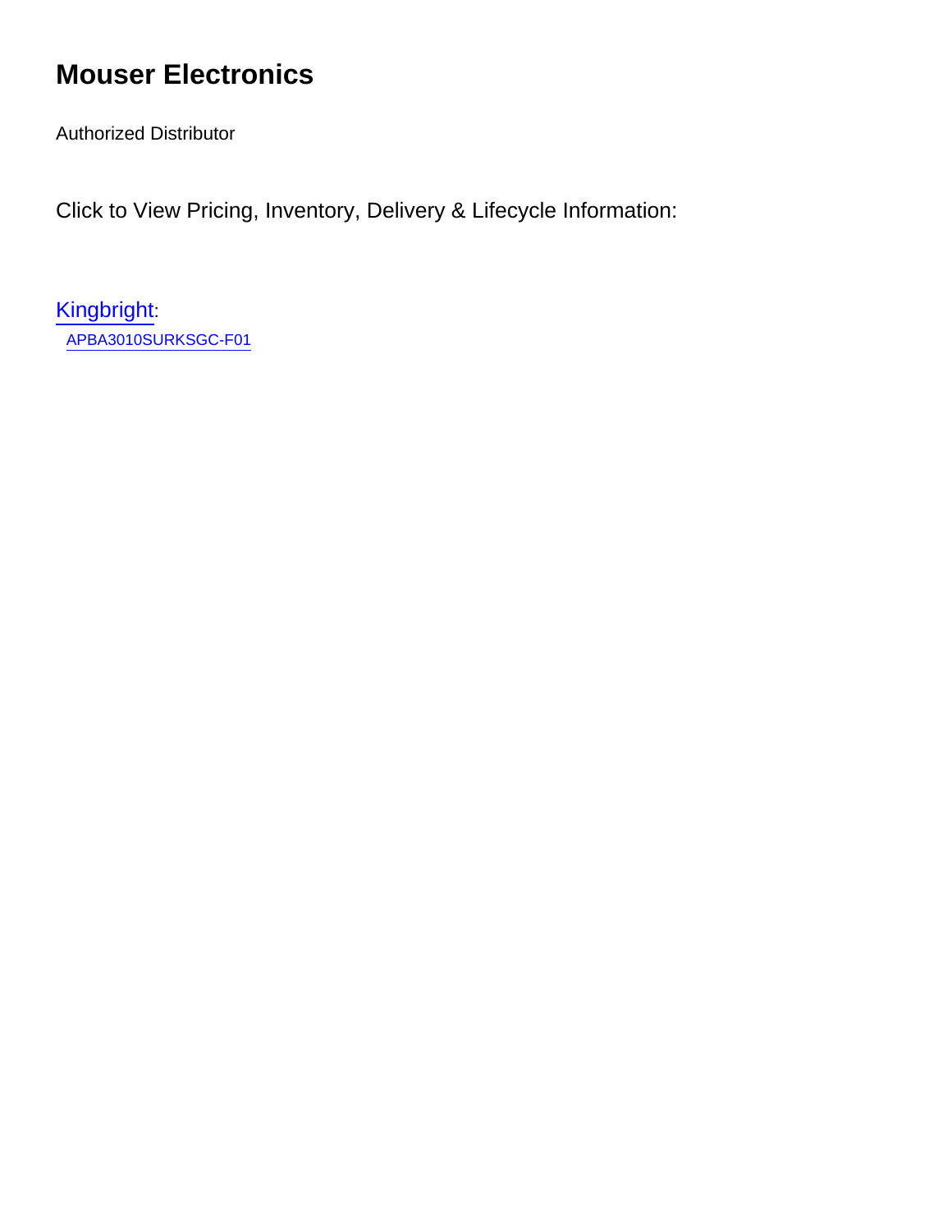# Mouser Electronics

Authorized Distributor

Click to View Pricing, Inventory, Delivery & Lifecycle Information:

Kingbright:

APBA3010SURKSGC-F01